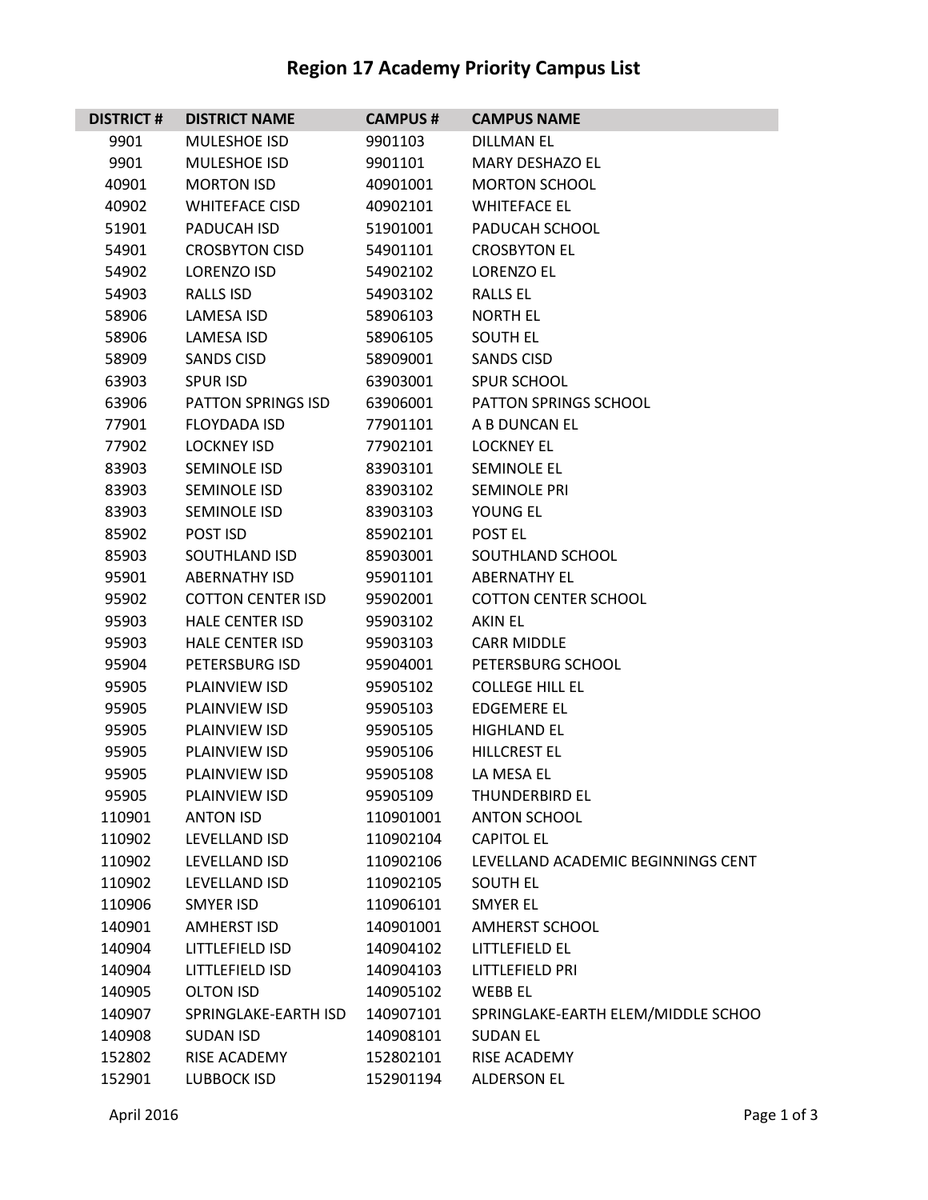# Region 17 Academy Priority Campus List

| DISTRICT # | DISTRICT NAME | CAMPUS # | CAMPUS NAME |
|---|---|---|---|
| 9901 | MULESHOE ISD | 9901103 | DILLMAN EL |
| 9901 | MULESHOE ISD | 9901101 | MARY DESHAZO EL |
| 40901 | MORTON ISD | 40901001 | MORTON SCHOOL |
| 40902 | WHITEFACE CISD | 40902101 | WHITEFACE EL |
| 51901 | PADUCAH ISD | 51901001 | PADUCAH SCHOOL |
| 54901 | CROSBYTON CISD | 54901101 | CROSBYTON EL |
| 54902 | LORENZO ISD | 54902102 | LORENZO EL |
| 54903 | RALLS ISD | 54903102 | RALLS EL |
| 58906 | LAMESA ISD | 58906103 | NORTH EL |
| 58906 | LAMESA ISD | 58906105 | SOUTH EL |
| 58909 | SANDS CISD | 58909001 | SANDS CISD |
| 63903 | SPUR ISD | 63903001 | SPUR SCHOOL |
| 63906 | PATTON SPRINGS ISD | 63906001 | PATTON SPRINGS SCHOOL |
| 77901 | FLOYDADA ISD | 77901101 | A B DUNCAN EL |
| 77902 | LOCKNEY ISD | 77902101 | LOCKNEY EL |
| 83903 | SEMINOLE ISD | 83903101 | SEMINOLE EL |
| 83903 | SEMINOLE ISD | 83903102 | SEMINOLE PRI |
| 83903 | SEMINOLE ISD | 83903103 | YOUNG EL |
| 85902 | POST ISD | 85902101 | POST EL |
| 85903 | SOUTHLAND ISD | 85903001 | SOUTHLAND SCHOOL |
| 95901 | ABERNATHY ISD | 95901101 | ABERNATHY EL |
| 95902 | COTTON CENTER ISD | 95902001 | COTTON CENTER SCHOOL |
| 95903 | HALE CENTER ISD | 95903102 | AKIN EL |
| 95903 | HALE CENTER ISD | 95903103 | CARR MIDDLE |
| 95904 | PETERSBURG ISD | 95904001 | PETERSBURG SCHOOL |
| 95905 | PLAINVIEW ISD | 95905102 | COLLEGE HILL EL |
| 95905 | PLAINVIEW ISD | 95905103 | EDGEMERE EL |
| 95905 | PLAINVIEW ISD | 95905105 | HIGHLAND EL |
| 95905 | PLAINVIEW ISD | 95905106 | HILLCREST EL |
| 95905 | PLAINVIEW ISD | 95905108 | LA MESA EL |
| 95905 | PLAINVIEW ISD | 95905109 | THUNDERBIRD EL |
| 110901 | ANTON ISD | 110901001 | ANTON SCHOOL |
| 110902 | LEVELLAND ISD | 110902104 | CAPITOL EL |
| 110902 | LEVELLAND ISD | 110902106 | LEVELLAND ACADEMIC BEGINNINGS CENT |
| 110902 | LEVELLAND ISD | 110902105 | SOUTH EL |
| 110906 | SMYER ISD | 110906101 | SMYER EL |
| 140901 | AMHERST ISD | 140901001 | AMHERST SCHOOL |
| 140904 | LITTLEFIELD ISD | 140904102 | LITTLEFIELD EL |
| 140904 | LITTLEFIELD ISD | 140904103 | LITTLEFIELD PRI |
| 140905 | OLTON ISD | 140905102 | WEBB EL |
| 140907 | SPRINGLAKE-EARTH ISD | 140907101 | SPRINGLAKE-EARTH ELEM/MIDDLE SCHOO |
| 140908 | SUDAN ISD | 140908101 | SUDAN EL |
| 152802 | RISE ACADEMY | 152802101 | RISE ACADEMY |
| 152901 | LUBBOCK ISD | 152901194 | ALDERSON EL |

April 2016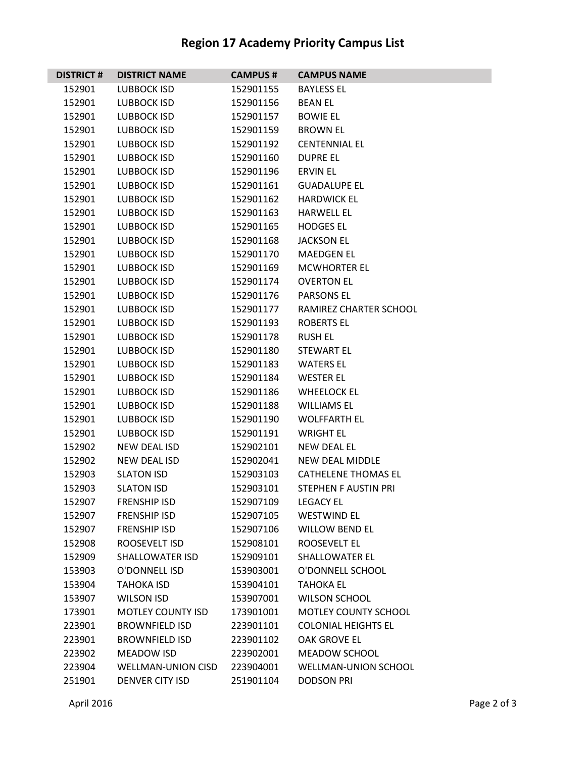# Region 17 Academy Priority Campus List

| DISTRICT # | DISTRICT NAME | CAMPUS # | CAMPUS NAME |
|---|---|---|---|
| 152901 | LUBBOCK ISD | 152901155 | BAYLESS EL |
| 152901 | LUBBOCK ISD | 152901156 | BEAN EL |
| 152901 | LUBBOCK ISD | 152901157 | BOWIE EL |
| 152901 | LUBBOCK ISD | 152901159 | BROWN EL |
| 152901 | LUBBOCK ISD | 152901192 | CENTENNIAL EL |
| 152901 | LUBBOCK ISD | 152901160 | DUPRE EL |
| 152901 | LUBBOCK ISD | 152901196 | ERVIN EL |
| 152901 | LUBBOCK ISD | 152901161 | GUADALUPE EL |
| 152901 | LUBBOCK ISD | 152901162 | HARDWICK EL |
| 152901 | LUBBOCK ISD | 152901163 | HARWELL EL |
| 152901 | LUBBOCK ISD | 152901165 | HODGES EL |
| 152901 | LUBBOCK ISD | 152901168 | JACKSON EL |
| 152901 | LUBBOCK ISD | 152901170 | MAEDGEN EL |
| 152901 | LUBBOCK ISD | 152901169 | MCWHORTER EL |
| 152901 | LUBBOCK ISD | 152901174 | OVERTON EL |
| 152901 | LUBBOCK ISD | 152901176 | PARSONS EL |
| 152901 | LUBBOCK ISD | 152901177 | RAMIREZ CHARTER SCHOOL |
| 152901 | LUBBOCK ISD | 152901193 | ROBERTS EL |
| 152901 | LUBBOCK ISD | 152901178 | RUSH EL |
| 152901 | LUBBOCK ISD | 152901180 | STEWART EL |
| 152901 | LUBBOCK ISD | 152901183 | WATERS EL |
| 152901 | LUBBOCK ISD | 152901184 | WESTER EL |
| 152901 | LUBBOCK ISD | 152901186 | WHEELOCK EL |
| 152901 | LUBBOCK ISD | 152901188 | WILLIAMS EL |
| 152901 | LUBBOCK ISD | 152901190 | WOLFFARTH EL |
| 152901 | LUBBOCK ISD | 152901191 | WRIGHT EL |
| 152902 | NEW DEAL ISD | 152902101 | NEW DEAL EL |
| 152902 | NEW DEAL ISD | 152902041 | NEW DEAL MIDDLE |
| 152903 | SLATON ISD | 152903103 | CATHELENE THOMAS EL |
| 152903 | SLATON ISD | 152903101 | STEPHEN F AUSTIN PRI |
| 152907 | FRENSHIP ISD | 152907109 | LEGACY EL |
| 152907 | FRENSHIP ISD | 152907105 | WESTWIND EL |
| 152907 | FRENSHIP ISD | 152907106 | WILLOW BEND EL |
| 152908 | ROOSEVELT ISD | 152908101 | ROOSEVELT EL |
| 152909 | SHALLOWATER ISD | 152909101 | SHALLOWATER EL |
| 153903 | O'DONNELL ISD | 153903001 | O'DONNELL SCHOOL |
| 153904 | TAHOKA ISD | 153904101 | TAHOKA EL |
| 153907 | WILSON ISD | 153907001 | WILSON SCHOOL |
| 173901 | MOTLEY COUNTY ISD | 173901001 | MOTLEY COUNTY SCHOOL |
| 223901 | BROWNFIELD ISD | 223901101 | COLONIAL HEIGHTS EL |
| 223901 | BROWNFIELD ISD | 223901102 | OAK GROVE EL |
| 223902 | MEADOW ISD | 223902001 | MEADOW SCHOOL |
| 223904 | WELLMAN-UNION CISD | 223904001 | WELLMAN-UNION SCHOOL |
| 251901 | DENVER CITY ISD | 251901104 | DODSON PRI |

April 2016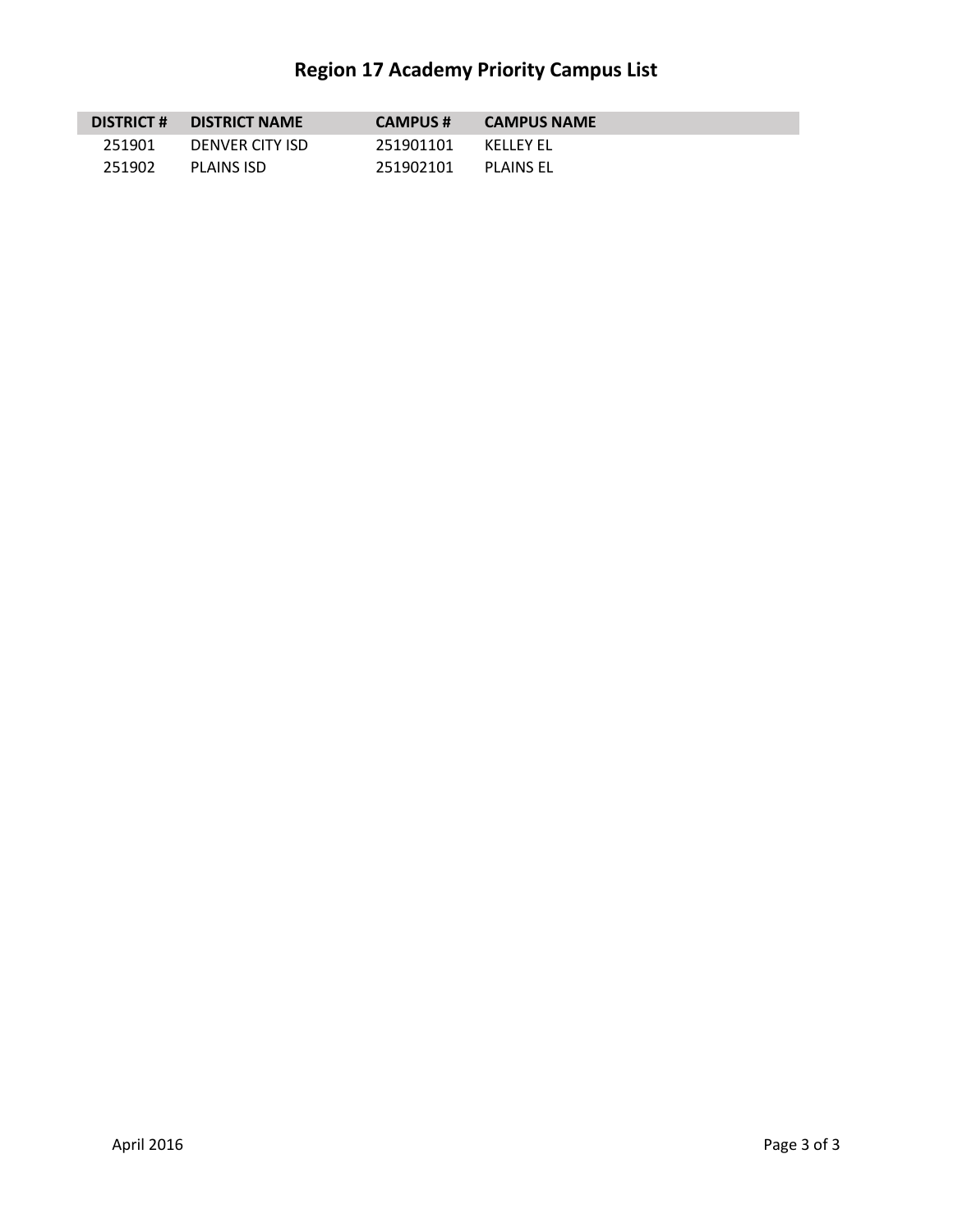# Region 17 Academy Priority Campus List

| DISTRICT # | DISTRICT NAME | CAMPUS # | CAMPUS NAME |
|---|---|---|---|
| 251901 | DENVER CITY ISD | 251901101 | KELLEY EL |
| 251902 | PLAINS ISD | 251902101 | PLAINS EL |

April 2016